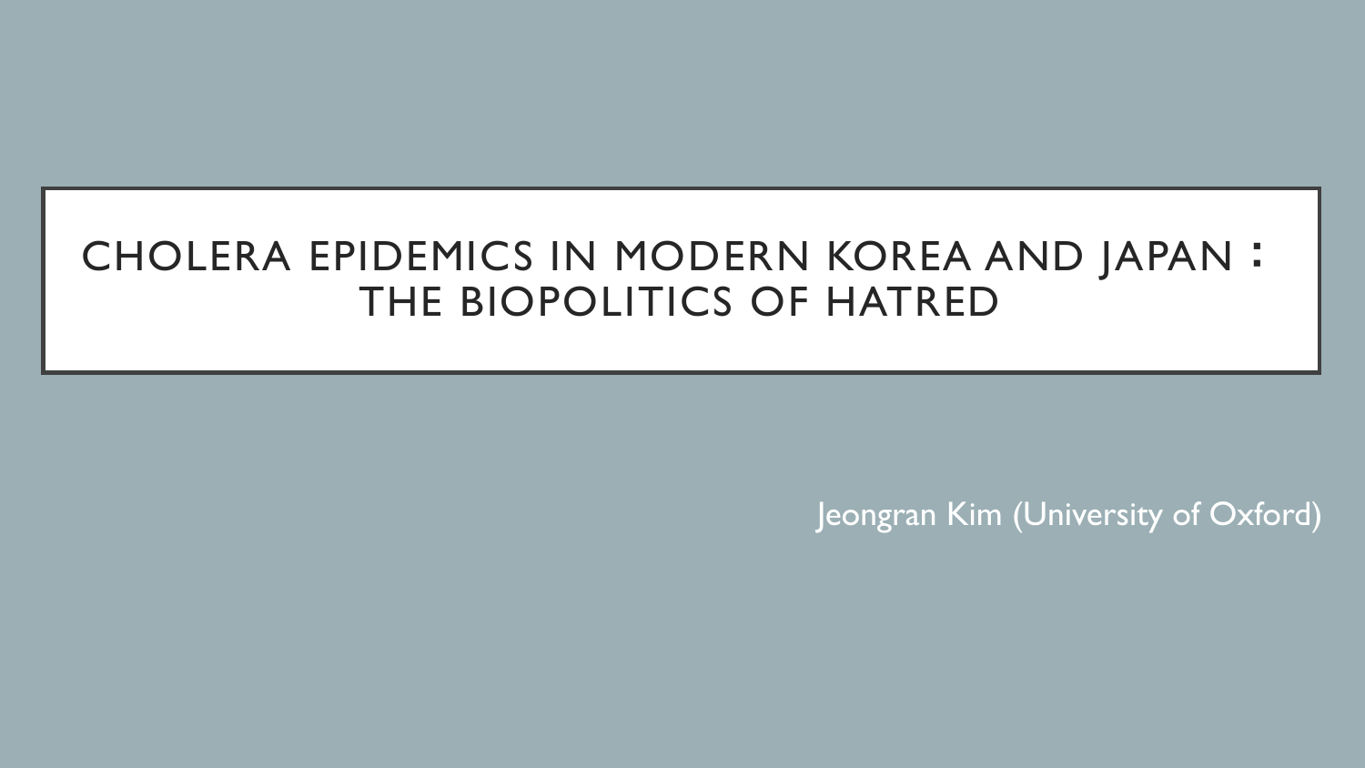# CHOLERA EPIDEMICS IN MODERN KOREA AND JAPAN：THE BIOPOLITICS OF HATRED

Jeongran Kim (University of Oxford)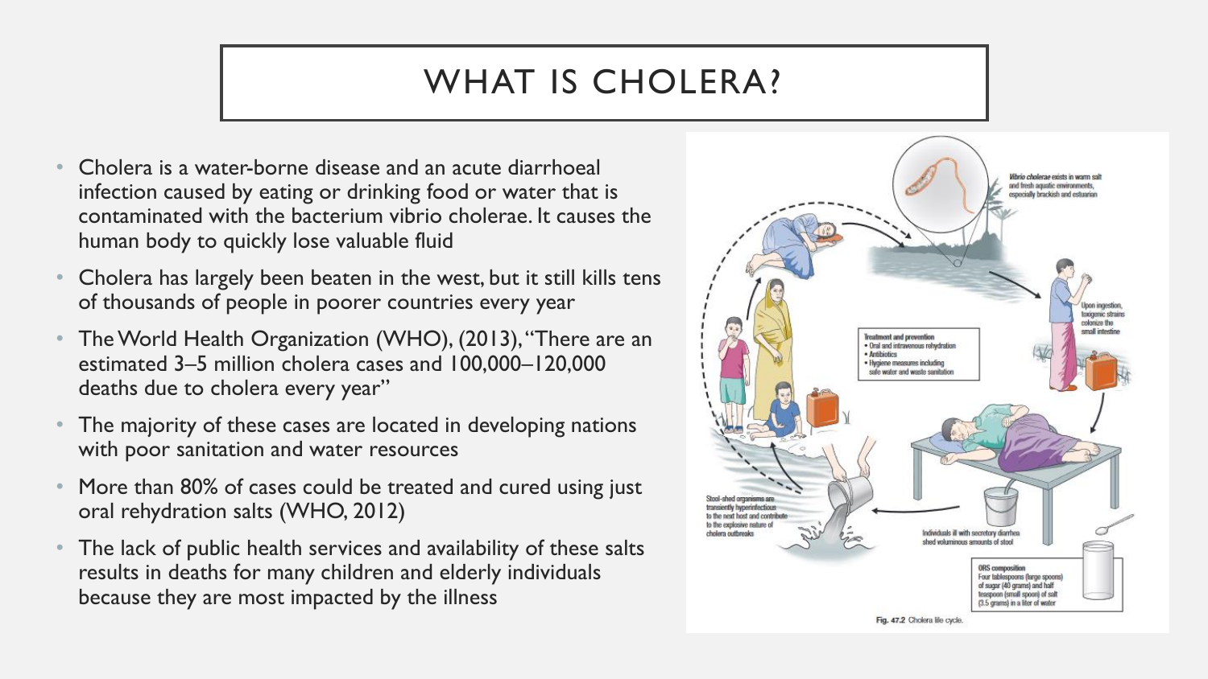# WHAT IS CHOLERA?

- Cholera is a water-borne disease and an acute diarrhoeal infection caused by eating or drinking food or water that is contaminated with the bacterium vibrio cholerae. It causes the human body to quickly lose valuable fluid
- Cholera has largely been beaten in the west, but it still kills tens of thousands of people in poorer countries every year
- The World Health Organization (WHO), (2013), "There are an estimated 3–5 million cholera cases and 100,000–120,000 deaths due to cholera every year"
- The majority of these cases are located in developing nations with poor sanitation and water resources
- More than 80% of cases could be treated and cured using just oral rehydration salts (WHO, 2012)
- The lack of public health services and availability of these salts results in deaths for many children and elderly individuals because they are most impacted by the illness

Fig. 47.2 Cholera life cycle.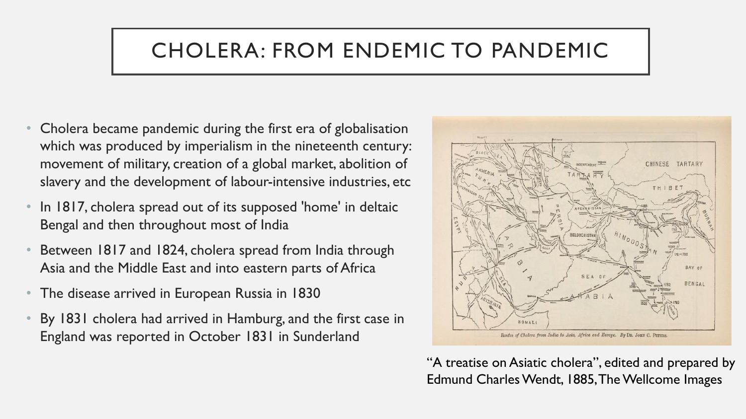# CHOLERA: FROM ENDEMIC TO PANDEMIC

- Cholera became pandemic during the first era of globalisation which was produced by imperialism in the nineteenth century: movement of military, creation of a global market, abolition of slavery and the development of labour-intensive industries, etc
- In 1817, cholera spread out of its supposed 'home' in deltaic Bengal and then throughout most of India
- Between 1817 and 1824, cholera spread from India through Asia and the Middle East and into eastern parts of Africa
- The disease arrived in European Russia in 1830
- By 1831 cholera had arrived in Hamburg, and the first case in England was reported in October 1831 in Sunderland

*Routes of Cholera from India to Asia, Africa and Europe. By Dr. John C. Peters.*

"A treatise on Asiatic cholera", edited and prepared by Edmund Charles Wendt, 1885, The Wellcome Images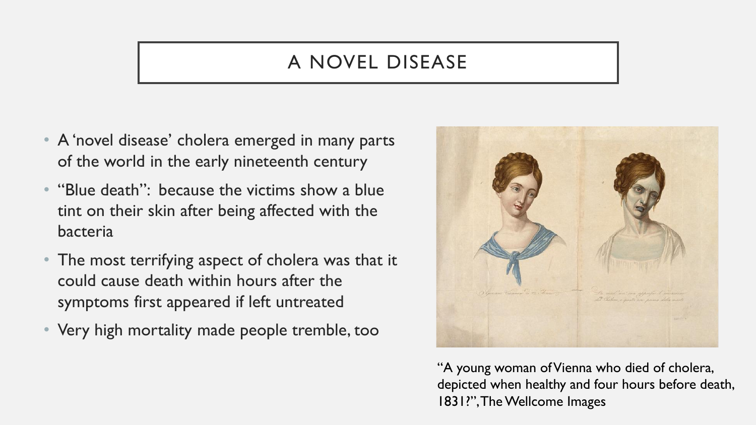## A NOVEL DISEASE

- A 'novel disease' cholera emerged in many parts of the world in the early nineteenth century
- "Blue death": because the victims show a blue tint on their skin after being affected with the bacteria
- The most terrifying aspect of cholera was that it could cause death within hours after the symptoms first appeared if left untreated
- Very high mortality made people tremble, too

"A young woman of Vienna who died of cholera, depicted when healthy and four hours before death, 1831?", The Wellcome Images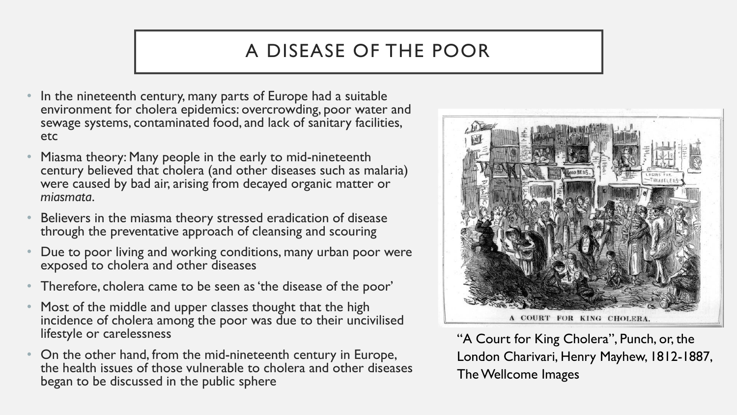# A DISEASE OF THE POOR

- In the nineteenth century, many parts of Europe had a suitable environment for cholera epidemics: overcrowding, poor water and sewage systems, contaminated food, and lack of sanitary facilities, etc
- Miasma theory: Many people in the early to mid-nineteenth century believed that cholera (and other diseases such as malaria) were caused by bad air, arising from decayed organic matter or *miasmata*.
- Believers in the miasma theory stressed eradication of disease through the preventative approach of cleansing and scouring
- Due to poor living and working conditions, many urban poor were exposed to cholera and other diseases
- Therefore, cholera came to be seen as 'the disease of the poor'
- Most of the middle and upper classes thought that the high incidence of cholera among the poor was due to their uncivilised lifestyle or carelessness
- On the other hand, from the mid-nineteenth century in Europe, the health issues of those vulnerable to cholera and other diseases began to be discussed in the public sphere

A COURT FOR KING CHOLERA.

"A Court for King Cholera", Punch, or, the London Charivari, Henry Mayhew, 1812-1887, The Wellcome Images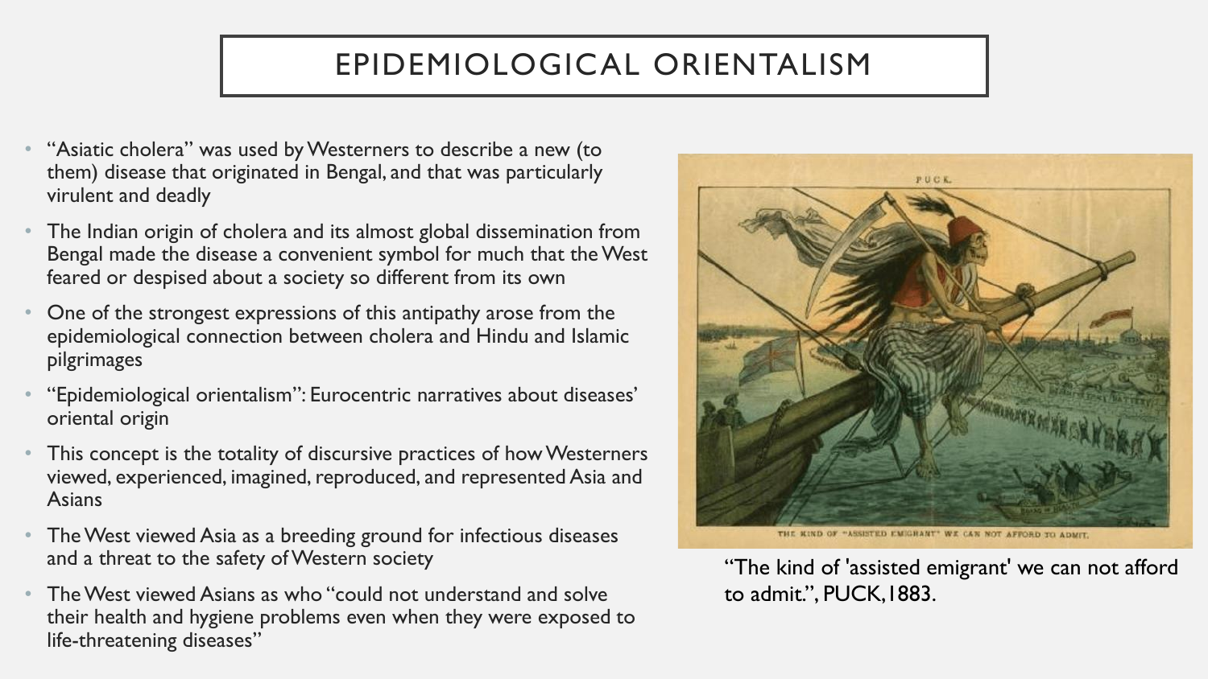# EPIDEMIOLOGICAL ORIENTALISM

- "Asiatic cholera" was used by Westerners to describe a new (to them) disease that originated in Bengal, and that was particularly virulent and deadly
- The Indian origin of cholera and its almost global dissemination from Bengal made the disease a convenient symbol for much that the West feared or despised about a society so different from its own
- One of the strongest expressions of this antipathy arose from the epidemiological connection between cholera and Hindu and Islamic pilgrimages
- "Epidemiological orientalism": Eurocentric narratives about diseases' oriental origin
- This concept is the totality of discursive practices of how Westerners viewed, experienced, imagined, reproduced, and represented Asia and Asians
- The West viewed Asia as a breeding ground for infectious diseases and a threat to the safety of Western society
- The West viewed Asians as who "could not understand and solve their health and hygiene problems even when they were exposed to life-threatening diseases"

"The kind of 'assisted emigrant' we can not afford to admit.", PUCK, 1883.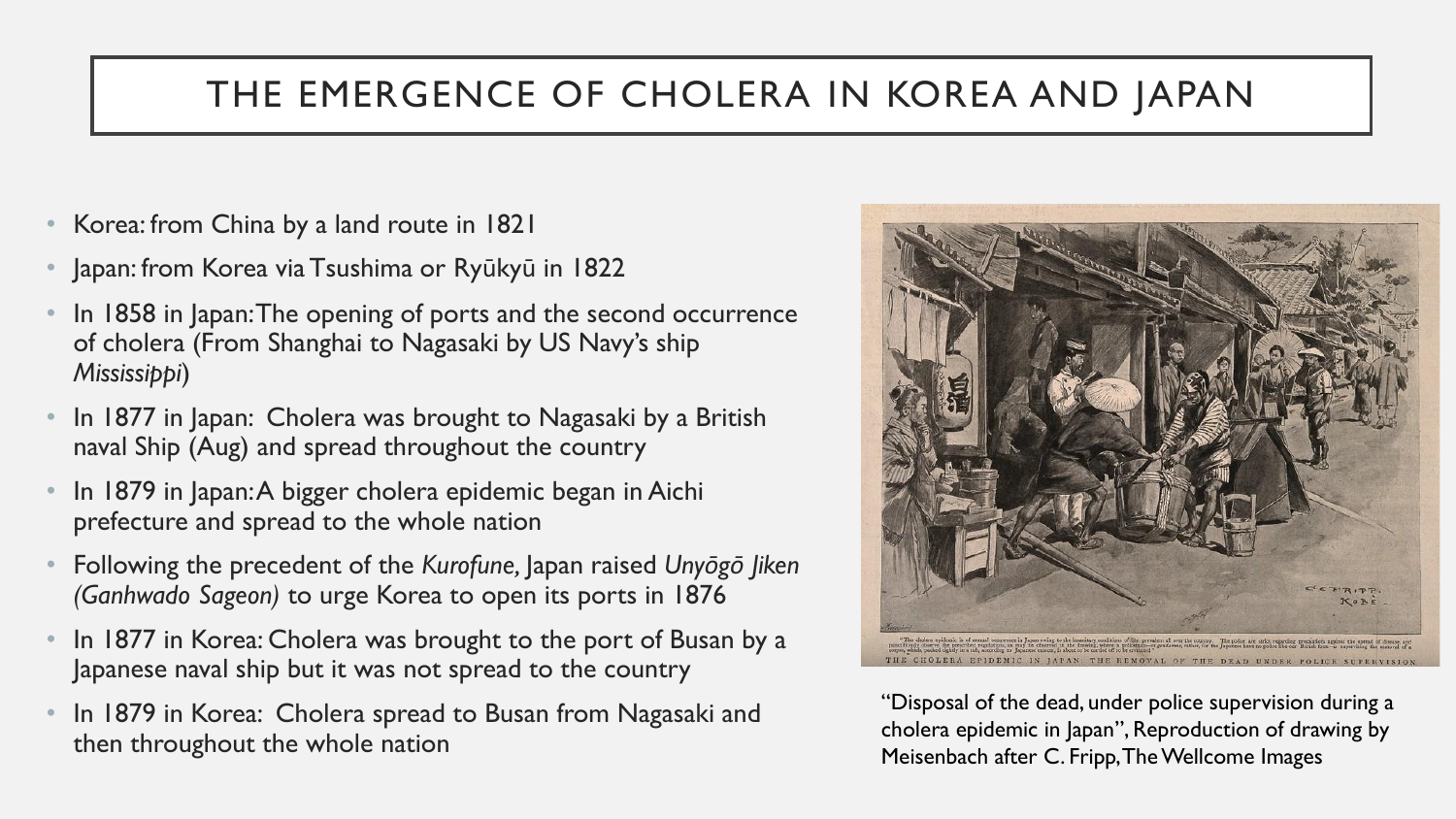# THE EMERGENCE OF CHOLERA IN KOREA AND JAPAN

- Korea: from China by a land route in 1821
- Japan: from Korea via Tsushima or Ryūkyū in 1822
- In 1858 in Japan: The opening of ports and the second occurrence of cholera (From Shanghai to Nagasaki by US Navy's ship *Mississippi*)
- In 1877 in Japan: Cholera was brought to Nagasaki by a British naval Ship (Aug) and spread throughout the country
- In 1879 in Japan: A bigger cholera epidemic began in Aichi prefecture and spread to the whole nation
- Following the precedent of the *Kurofune,* Japan raised *Unyōgō Jiken (Ganhwado Sageon)* to urge Korea to open its ports in 1876
- In 1877 in Korea: Cholera was brought to the port of Busan by a Japanese naval ship but it was not spread to the country
- In 1879 in Korea: Cholera spread to Busan from Nagasaki and then throughout the whole nation

"Disposal of the dead, under police supervision during a cholera epidemic in Japan", Reproduction of drawing by Meisenbach after C. Fripp, The Wellcome Images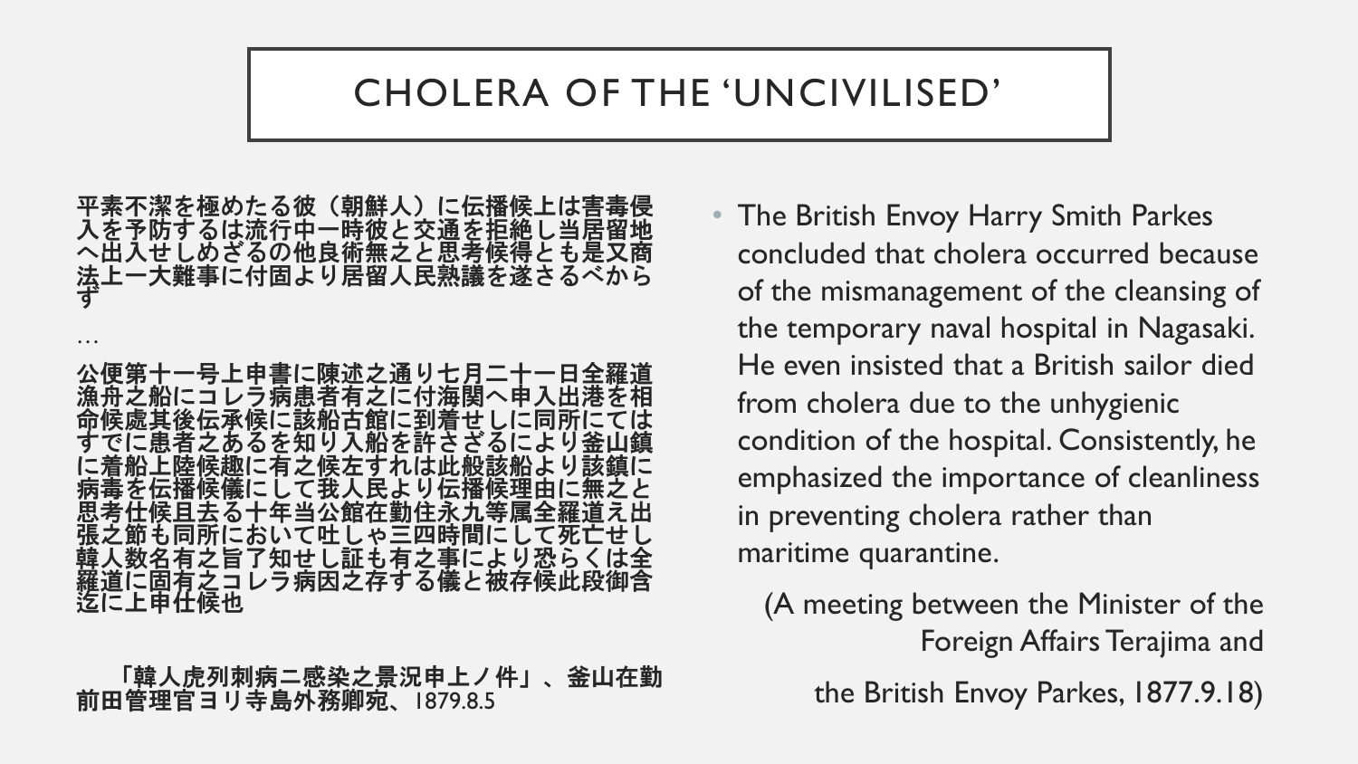# CHOLERA OF THE 'UNCIVILISED'

**平素不潔を極めたる彼（朝鮮人）に伝播候上は害毒侵入を予防するは流行中一時彼と交通を拒絶し当居留地へ出入せしめざるの他良術無之と思考候得とも是又商法上一大難事に付固より居留人民熟議を遂さるべからず**

…

**公便第十一号上申書に陳述之通り七月二十一日全羅道漁舟之船にコレラ病患者有之に付海関へ申入出港を相命候処其後伝承候に該船古館に到着せしに同所にてはすでに患者之あるを知り入船を許さざるにより釜山鎮に着船上陸候趣に有之候左すれは此般該船より該鎮に病毒を伝播候儀にして我人民より伝播候理由に無之と思考仕候且去る十年当公館在勤住永九等属全羅道え出張之節も同所において吐しゃ三四時間にして死亡せし韓人数名有之旨了知せし証も有之事により恐らくは全羅道に固有之コレラ病因之存する儀と被存候此段御含迄に上申仕候也**

**「韓人虎列刺病ニ感染之景況申上ノ件」、釜山在勤前田管理官ヨリ寺島外務卿宛、**1879.8.5

- The British Envoy Harry Smith Parkes concluded that cholera occurred because of the mismanagement of the cleansing of the temporary naval hospital in Nagasaki. He even insisted that a British sailor died from cholera due to the unhygienic condition of the hospital. Consistently, he emphasized the importance of cleanliness in preventing cholera rather than maritime quarantine.

(A meeting between the Minister of the Foreign Affairs Terajima and the British Envoy Parkes, 1877.9.18)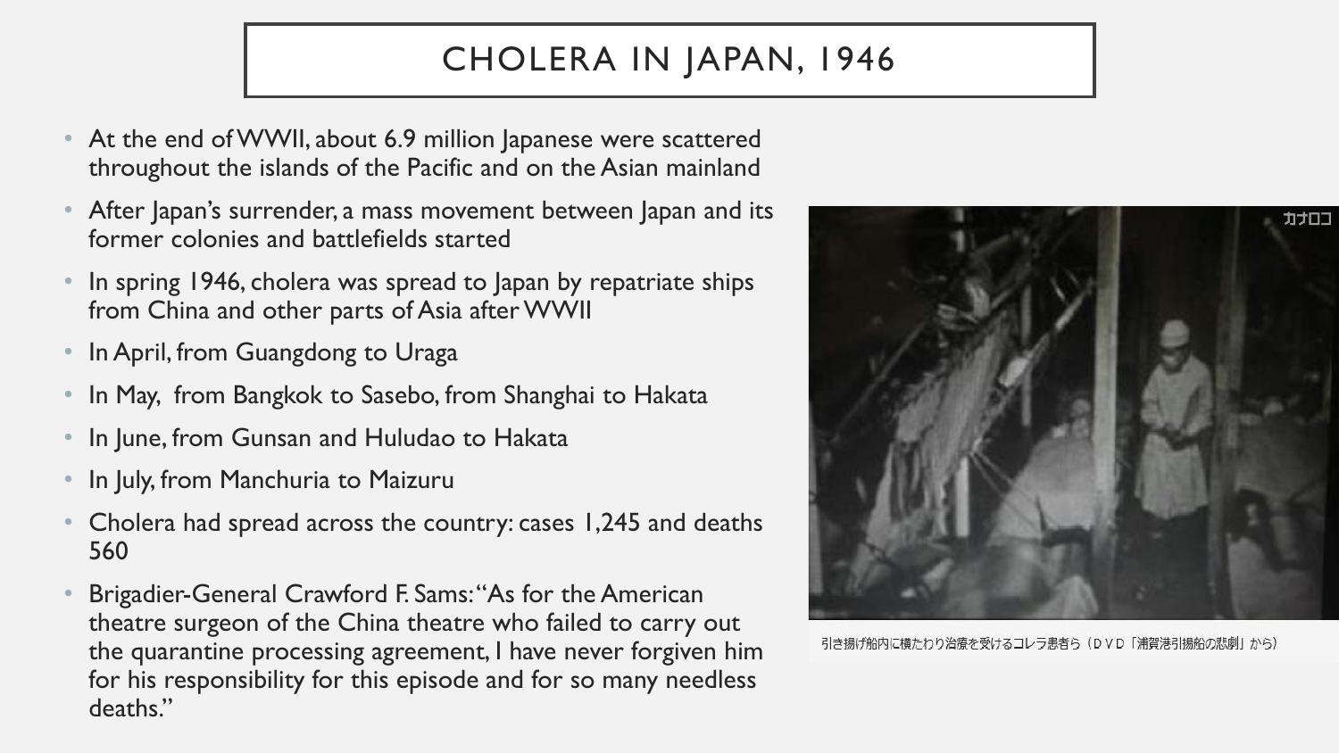# CHOLERA IN JAPAN, 1946

- At the end of WWII, about 6.9 million Japanese were scattered throughout the islands of the Pacific and on the Asian mainland
- After Japan's surrender, a mass movement between Japan and its former colonies and battlefields started
- In spring 1946, cholera was spread to Japan by repatriate ships from China and other parts of Asia after WWII
- In April, from Guangdong to Uraga
- In May, from Bangkok to Sasebo, from Shanghai to Hakata
- In June, from Gunsan and Huludao to Hakata
- In July, from Manchuria to Maizuru
- Cholera had spread across the country: cases 1,245 and deaths 560
- Brigadier-General Crawford F. Sams: "As for the American theatre surgeon of the China theatre who failed to carry out the quarantine processing agreement, I have never forgiven him for his responsibility for this episode and for so many needless deaths."

引き揚げ船内に横たわり治療を受けるコレラ患者ら（ＤＶＤ「浦賀港引揚船の悲劇」から）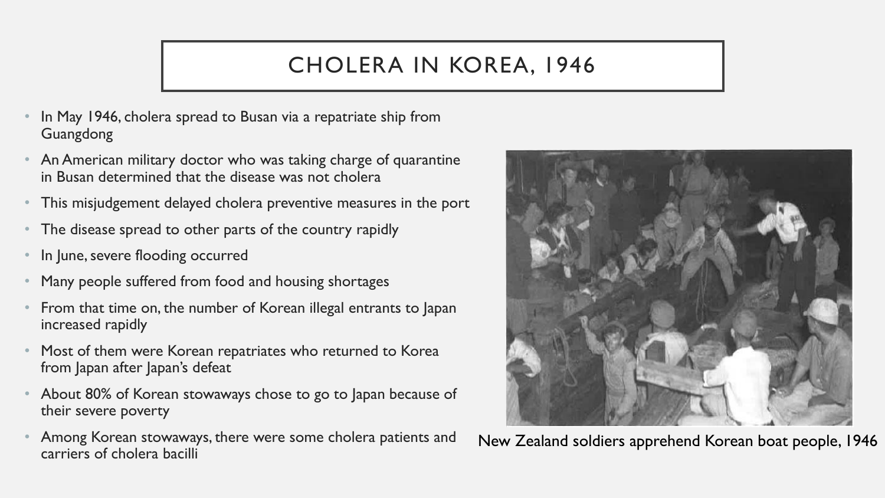# CHOLERA IN KOREA, 1946

- In May 1946, cholera spread to Busan via a repatriate ship from Guangdong
- An American military doctor who was taking charge of quarantine in Busan determined that the disease was not cholera
- This misjudgement delayed cholera preventive measures in the port
- The disease spread to other parts of the country rapidly
- In June, severe flooding occurred
- Many people suffered from food and housing shortages
- From that time on, the number of Korean illegal entrants to Japan increased rapidly
- Most of them were Korean repatriates who returned to Korea from Japan after Japan's defeat
- About 80% of Korean stowaways chose to go to Japan because of their severe poverty
- Among Korean stowaways, there were some cholera patients and carriers of cholera bacilli

New Zealand soldiers apprehend Korean boat people, 1946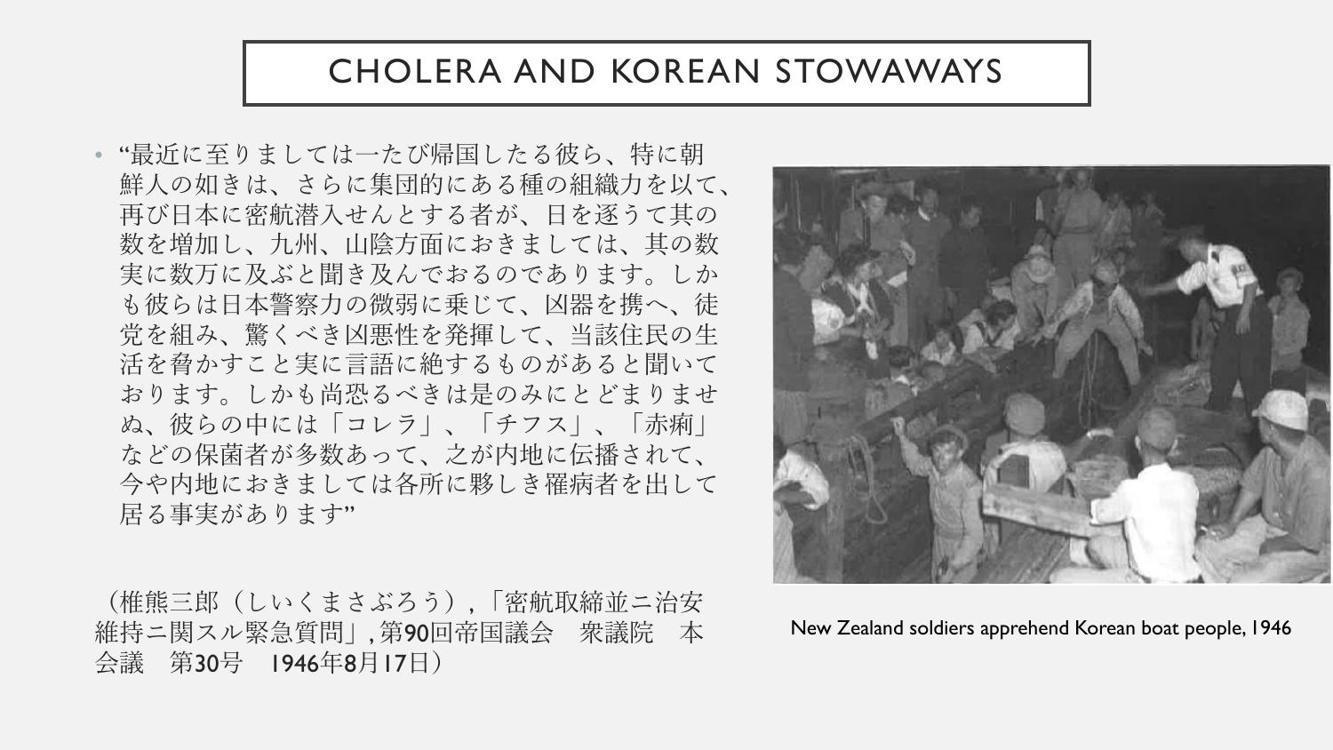# CHOLERA AND KOREAN STOWAWAYS

- “最近に至りましては一たび帰国したる彼ら、特に朝鮮人の如きは、さらに集団的にある種の組織力を以て、再び日本に密航潜入せんとする者が、日を逐うて其の数を増加し、九州、山陰方面におきましては、其の数実に数万に及ぶと聞き及んでおるのであります。しかも彼らは日本警察力の微弱に乗じて、凶器を携へ、徒党を組み、驚くべき凶悪性を発揮して、当該住民の生活を脅かすこと実に言語に絶するものがあると聞いております。しかも尚恐るべきは是のみにとどまりませぬ、彼らの中には「コレラ」、「チフス」、「赤痢」などの保菌者が多数あって、之が内地に伝播されて、今や内地におきましては各所に夥しき罹病者を出して居る事実があります”

（椎熊三郎（しいくまさぶろう）,「密航取締並ニ治安維持ニ関スル緊急質問」, 第90回帝国議会　衆議院　本会議　第30号　1946年8月17日）

New Zealand soldiers apprehend Korean boat people, 1946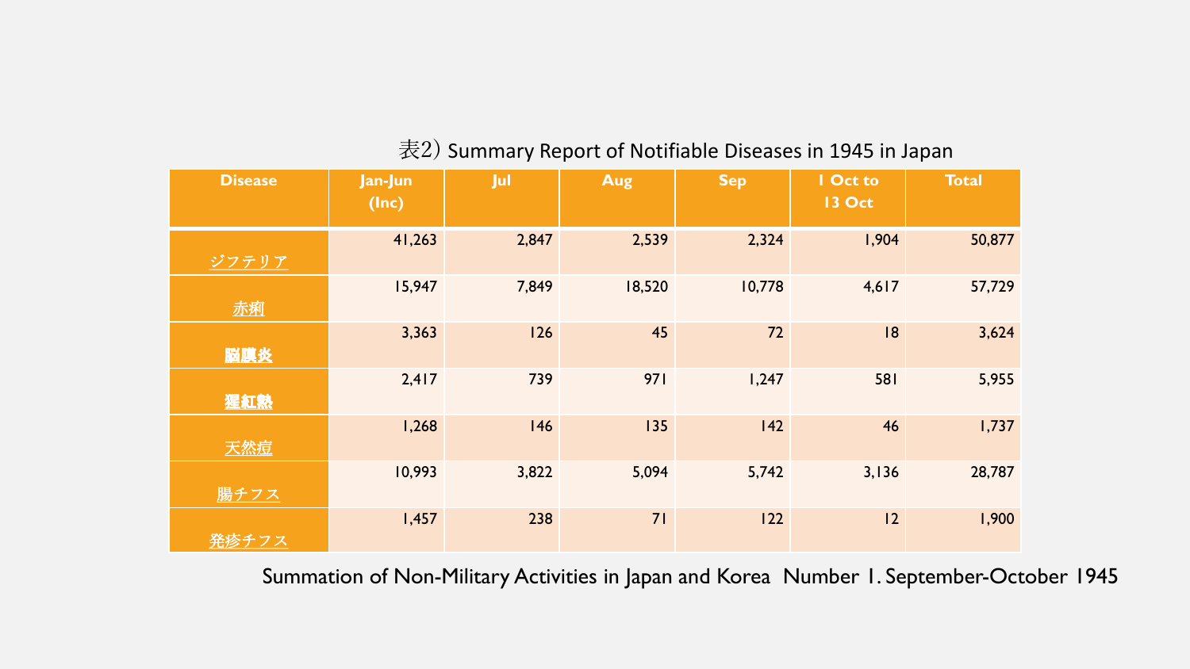表2）Summary Report of Notifiable Diseases in 1945 in Japan

| Disease | Jan-Jun (Inc) | Jul | Aug | Sep | 1 Oct to 13 Oct | Total |
|---|---|---|---|---|---|---|
| ジフテリア | 41,263 | 2,847 | 2,539 | 2,324 | 1,904 | 50,877 |
| 赤痢 | 15,947 | 7,849 | 18,520 | 10,778 | 4,617 | 57,729 |
| 脳膜炎 | 3,363 | 126 | 45 | 72 | 18 | 3,624 |
| 猩紅熱 | 2,417 | 739 | 971 | 1,247 | 581 | 5,955 |
| 天然痘 | 1,268 | 146 | 135 | 142 | 46 | 1,737 |
| 腸チフス | 10,993 | 3,822 | 5,094 | 5,742 | 3,136 | 28,787 |
| 発疹チフス | 1,457 | 238 | 71 | 122 | 12 | 1,900 |

Summation of Non-Military Activities in Japan and Korea Number 1. September-October 1945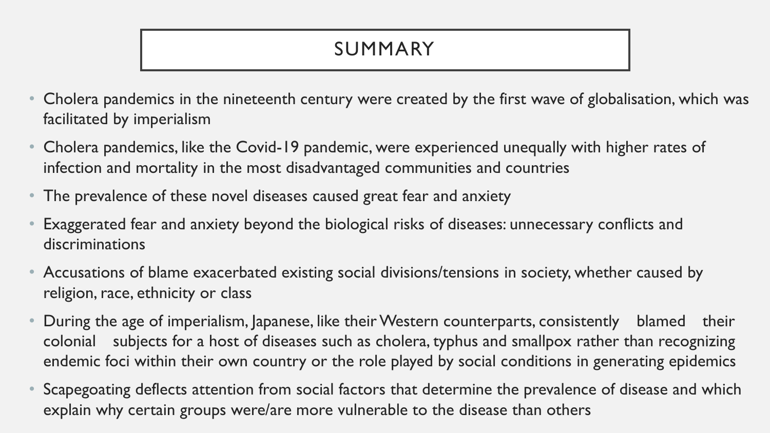# SUMMARY

- Cholera pandemics in the nineteenth century were created by the first wave of globalisation, which was facilitated by imperialism
- Cholera pandemics, like the Covid-19 pandemic, were experienced unequally with higher rates of infection and mortality in the most disadvantaged communities and countries
- The prevalence of these novel diseases caused great fear and anxiety
- Exaggerated fear and anxiety beyond the biological risks of diseases: unnecessary conflicts and discriminations
- Accusations of blame exacerbated existing social divisions/tensions in society, whether caused by religion, race, ethnicity or class
- During the age of imperialism, Japanese, like their Western counterparts, consistently blamed their colonial subjects for a host of diseases such as cholera, typhus and smallpox rather than recognizing endemic foci within their own country or the role played by social conditions in generating epidemics
- Scapegoating deflects attention from social factors that determine the prevalence of disease and which explain why certain groups were/are more vulnerable to the disease than others